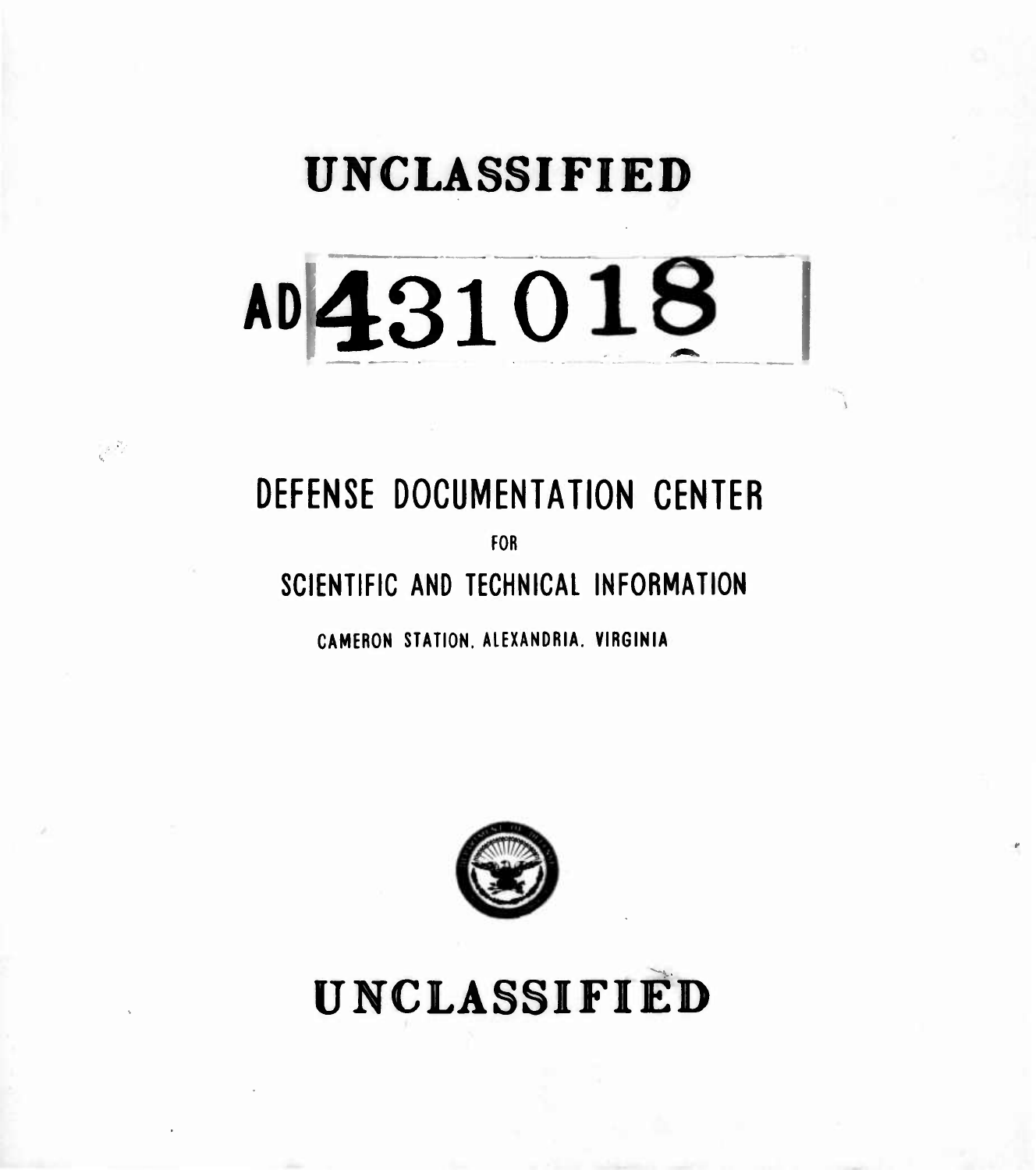# UNCLASSIFIED

# AD 431018

## DEFENSE DOCUMENTATION CENTER

FOR

## SCIENTIFIC AND TECHNICAL INFORMATION

CAMERON STATION, ALEXANDRIA, VIRGINIA

# UNCLASSIFIED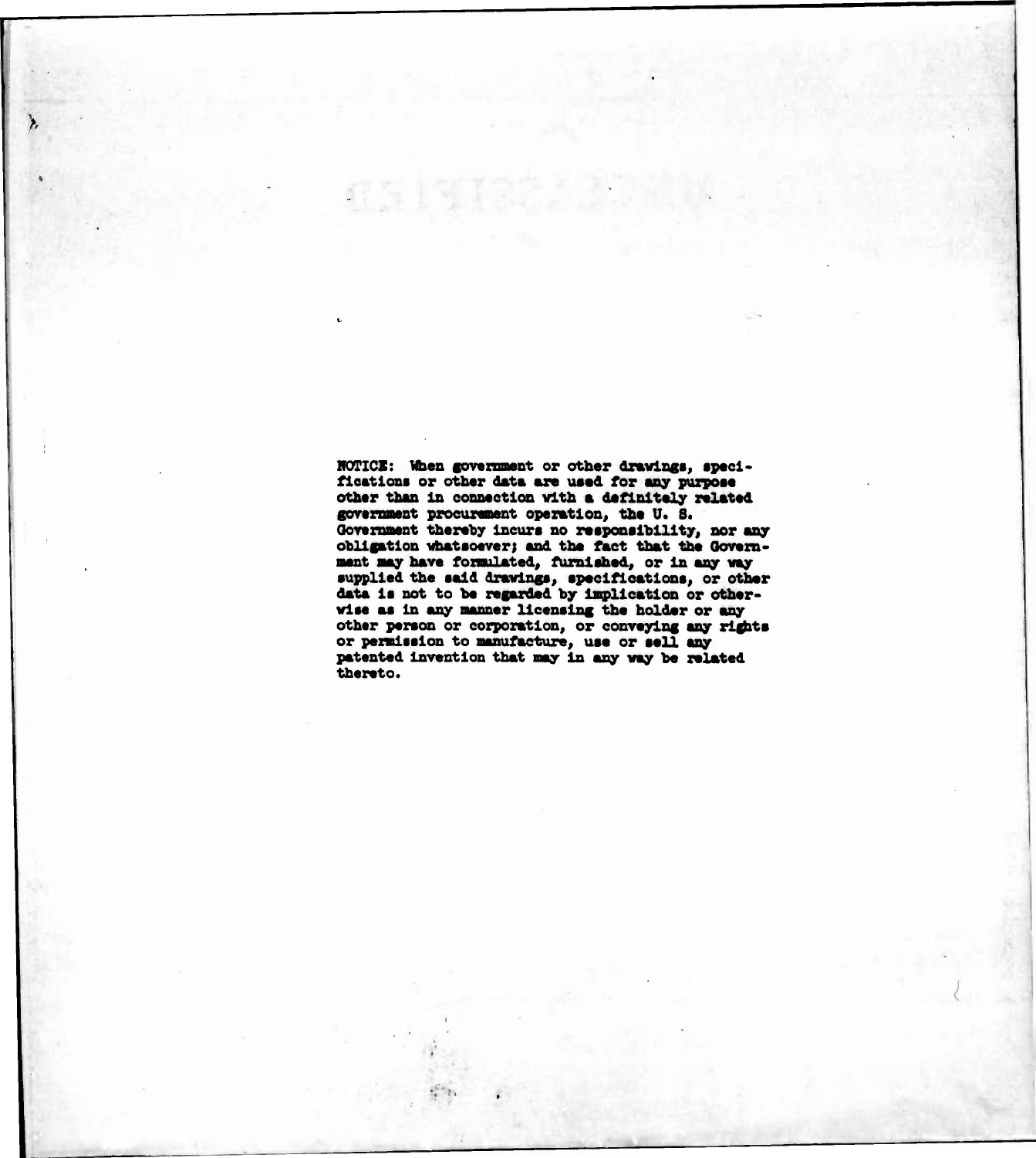NOTICE: When government or other drawings, specifications or other data are used for any purpose other than in connection with a definitely related government procurement operation, the U. S. Government thereby incurs no responsibility, nor any obligation whatsoever; and the fact that the Government may have formulated, furnished, or in any way supplied the said drawings, specifications, or other data is not to be regarded by implication or otherwise as in any manner licensing the holder or any other person or corporation, or conveying any rights or permission to manufacture, use or sell any patented invention that may in any way be related thereto.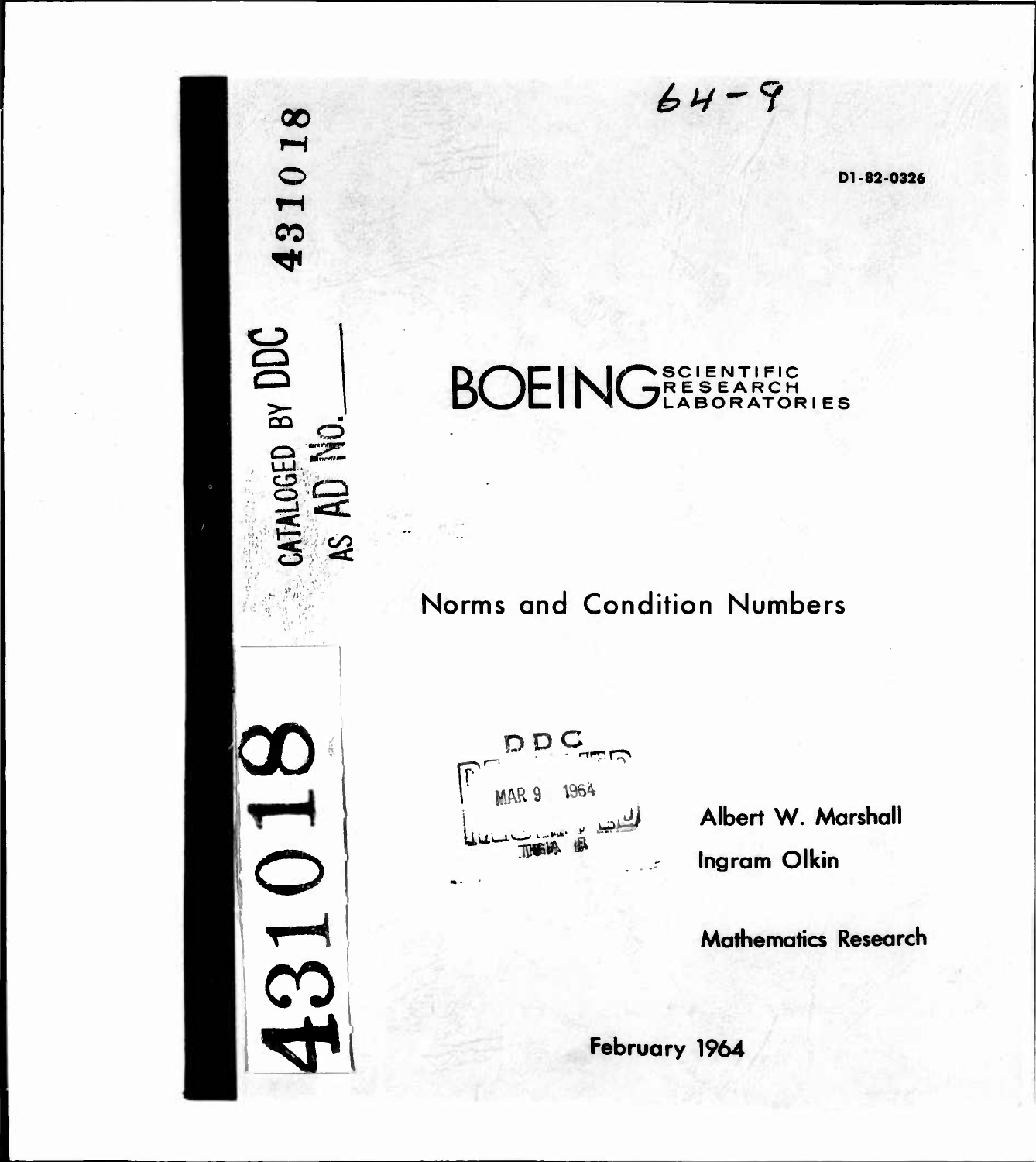64-9

D1-82-0326

431018

CATALOGED BY DDC AS AD No.

# BOEING SCIENTIFIC RESEARCH LABORATORIES

## Norms and Condition Numbers

DDC

MAR 9 1964

Albert W. Marshall

Ingram Olkin

Mathematics Research

February 1964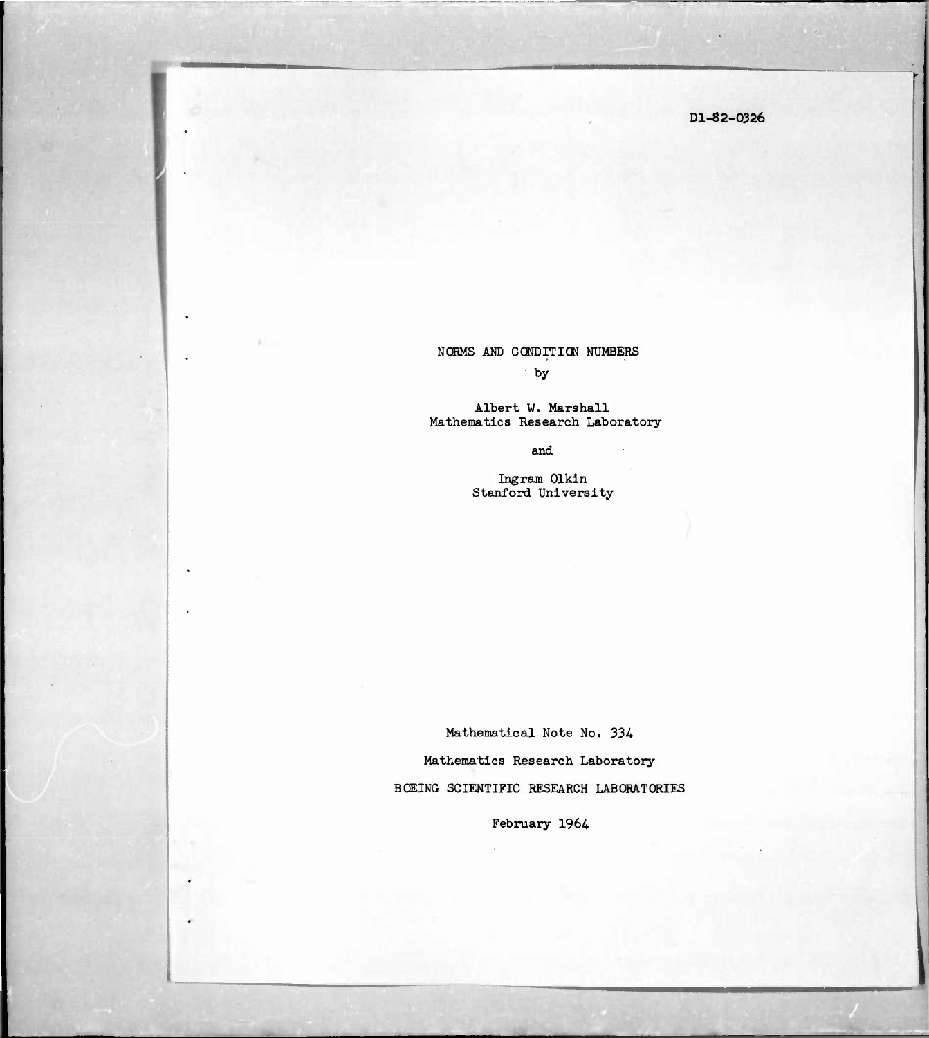D1-82-0326

# NORMS AND CONDITION NUMBERS

by

Albert W. Marshall
Mathematics Research Laboratory

and

Ingram Olkin
Stanford University

Mathematical Note No. 334

Mathematics Research Laboratory

BOEING SCIENTIFIC RESEARCH LABORATORIES

February 1964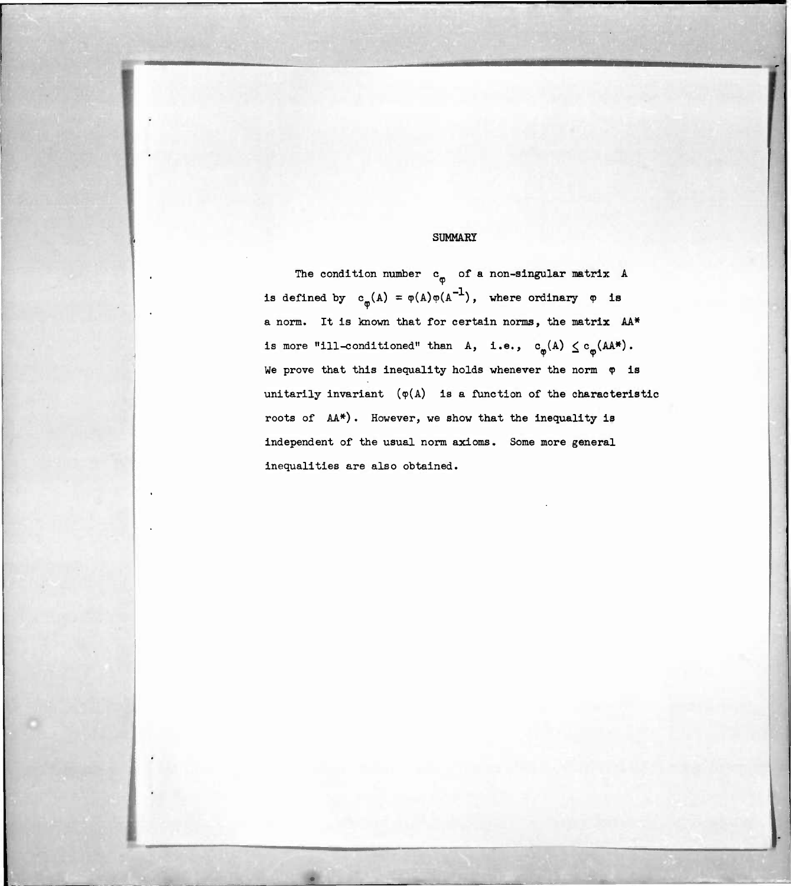## SUMMARY

The condition number $c_\varphi$ of a non-singular matrix A is defined by $c_\varphi(A) = \varphi(A)\varphi(A^{-1})$, where ordinary $\varphi$ is a norm. It is known that for certain norms, the matrix $AA^*$ is more "ill-conditioned" than A, i.e., $c_\varphi(A) \leq c_\varphi(AA^*)$. We prove that this inequality holds whenever the norm $\varphi$ is unitarily invariant ($\varphi(A)$ is a function of the characteristic roots of $AA^*$). However, we show that the inequality is independent of the usual norm axioms. Some more general inequalities are also obtained.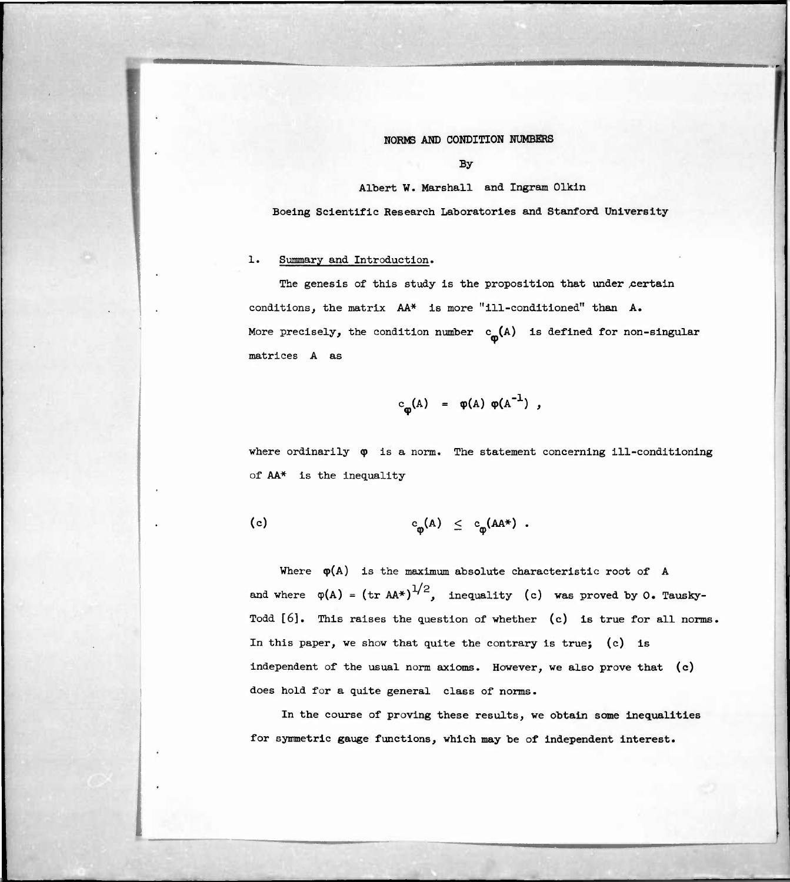# NORMS AND CONDITION NUMBERS

By

Albert W. Marshall and Ingram Olkin

Boeing Scientific Research Laboratories and Stanford University

## 1. Summary and Introduction.

The genesis of this study is the proposition that under certain conditions, the matrix $AA^*$ is more "ill-conditioned" than $A$. More precisely, the condition number $c_\varphi(A)$ is defined for non-singular matrices $A$ as

$$c_\varphi(A) = \varphi(A)\,\varphi(A^{-1}) ,$$

where ordinarily $\varphi$ is a norm. The statement concerning ill-conditioning of $AA^*$ is the inequality

$$\text{(c)} \qquad c_\varphi(A) \leq c_\varphi(AA^*) .$$

Where $\varphi(A)$ is the maximum absolute characteristic root of $A$ and where $\varphi(A) = (\text{tr } AA^*)^{1/2}$, inequality (c) was proved by O. Tausky-Todd [6]. This raises the question of whether (c) is true for all norms. In this paper, we show that quite the contrary is true; (c) is independent of the usual norm axioms. However, we also prove that (c) does hold for a quite general class of norms.

In the course of proving these results, we obtain some inequalities for symmetric gauge functions, which may be of independent interest.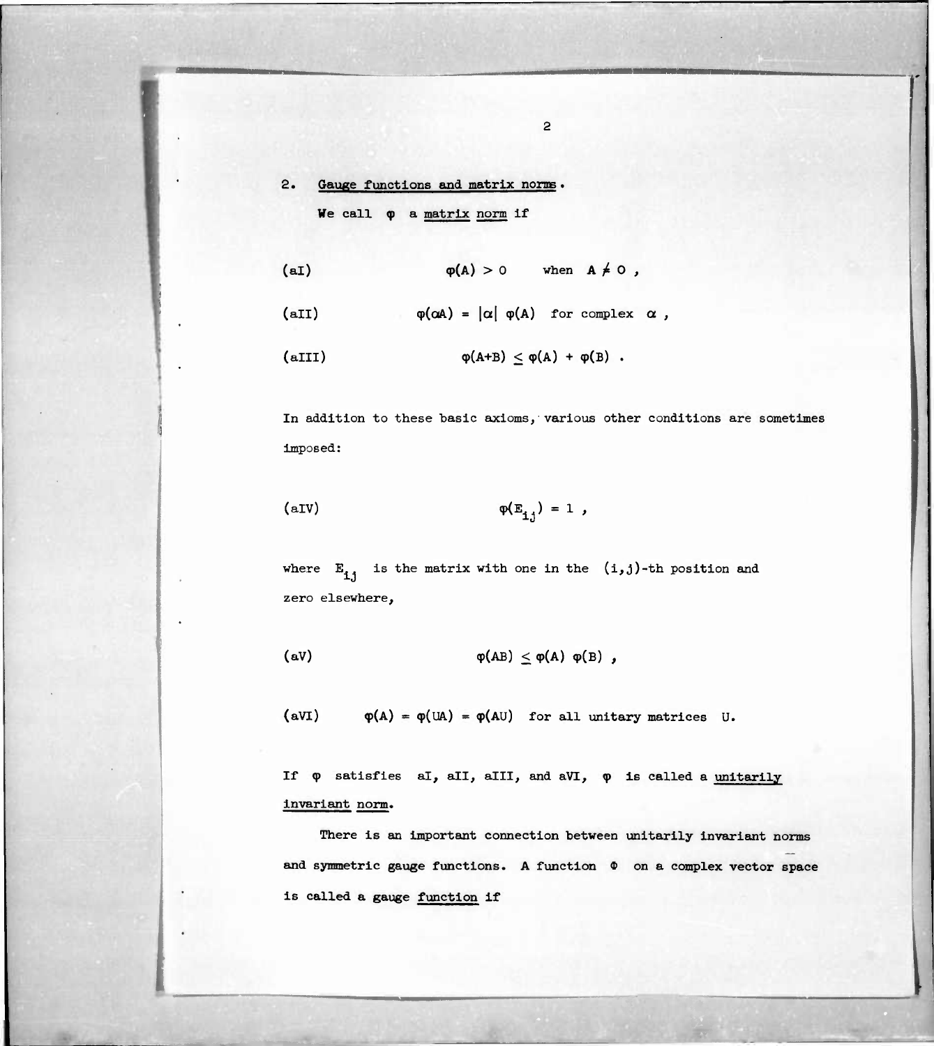## 2. Gauge functions and matrix norms.

We call $\varphi$ a matrix norm if

(aI) $$\varphi(A) > 0 \quad \text{when } A \neq 0 ,$$

(aII) $$\varphi(\alpha A) = |\alpha| \, \varphi(A) \quad \text{for complex } \alpha ,$$

(aIII) $$\varphi(A+B) \leq \varphi(A) + \varphi(B) .$$

In addition to these basic axioms, various other conditions are sometimes imposed:

(aIV) $$\varphi(E_{ij}) = 1 ,$$

where $E_{ij}$ is the matrix with one in the $(i,j)$-th position and zero elsewhere,

(aV) $$\varphi(AB) \leq \varphi(A) \, \varphi(B) ,$$

(aVI) $$\varphi(A) = \varphi(UA) = \varphi(AU) \quad \text{for all unitary matrices } U.$$

If $\varphi$ satisfies aI, aII, aIII, and aVI, $\varphi$ is called a unitarily invariant norm.

There is an important connection between unitarily invariant norms and symmetric gauge functions. A function $\Phi$ on a complex vector space is called a gauge function if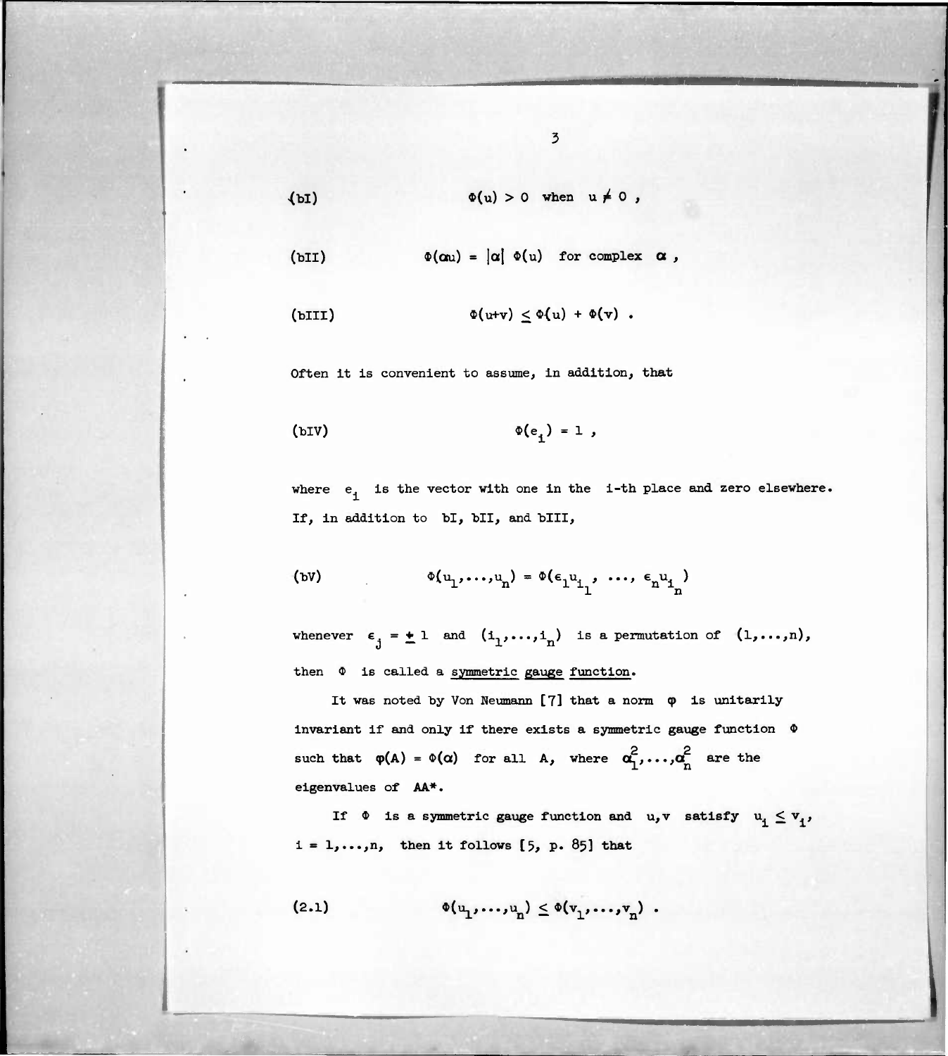(bI) $$\Phi(u) > 0 \quad \text{when} \quad u \neq 0 \,,$$

(bII) $$\Phi(\alpha u) = |\alpha| \, \Phi(u) \quad \text{for complex } \alpha \,,$$

(bIII) $$\Phi(u+v) \leq \Phi(u) + \Phi(v) \,.$$

Often it is convenient to assume, in addition, that

(bIV) $$\Phi(e_i) = 1 \,,$$

where $e_i$ is the vector with one in the $i$-th place and zero elsewhere. If, in addition to bI, bII, and bIII,

(bV) $$\Phi(u_1, \ldots, u_n) = \Phi(\epsilon_1 u_{i_1}, \ \ldots, \ \epsilon_n u_{i_n})$$

whenever $\epsilon_j = \pm 1$ and $(i_1, \ldots, i_n)$ is a permutation of $(1, \ldots, n)$, then $\Phi$ is called a <u>symmetric gauge function</u>.

It was noted by Von Neumann [7] that a norm $\varphi$ is unitarily invariant if and only if there exists a symmetric gauge function $\Phi$ such that $\varphi(A) = \Phi(\alpha)$ for all $A$, where $\alpha_1^2, \ldots, \alpha_n^2$ are the eigenvalues of $AA^*$.

If $\Phi$ is a symmetric gauge function and $u, v$ satisfy $u_i \leq v_i$, $i = 1, \ldots, n$, then it follows [5, p. 85] that

(2.1) $$\Phi(u_1, \ldots, u_n) \leq \Phi(v_1, \ldots, v_n) \,.$$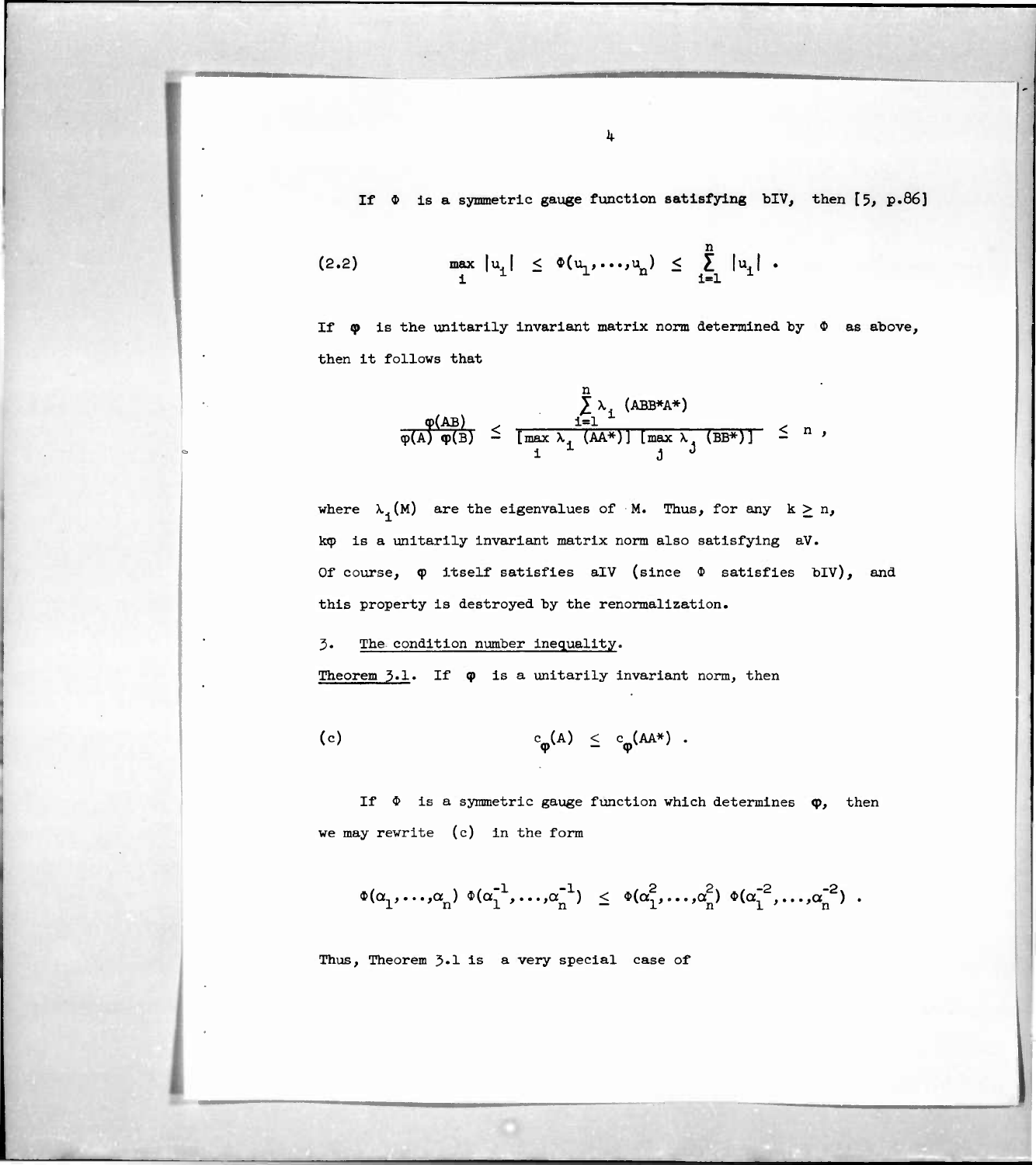If $\Phi$ is a symmetric gauge function satisfying bIV, then [5, p.86]

$$\max_i |u_i| \leq \Phi(u_1,\ldots,u_n) \leq \sum_{i=1}^{n} |u_i| \ . \tag{2.2}$$

If $\varphi$ is the unitarily invariant matrix norm determined by $\Phi$ as above, then it follows that

$$\frac{\varphi(AB)}{\varphi(A)\,\varphi(B)} \leq \frac{\sum_{i=1}^{n} \lambda_i\,(ABB^*A^*)}{[\max_i \lambda_i\,(AA^*)]\,[\max_j \lambda_j\,(BB^*)]} \leq n \ ,$$

where $\lambda_i(M)$ are the eigenvalues of $M$. Thus, for any $k \geq n$, $k\varphi$ is a unitarily invariant matrix norm also satisfying aV. Of course, $\varphi$ itself satisfies aIV (since $\Phi$ satisfies bIV), and this property is destroyed by the renormalization.

## 3. The condition number inequality.

Theorem 3.1. If $\varphi$ is a unitarily invariant norm, then

$$c_\varphi(A) \leq c_\varphi(AA^*) \ . \tag{c}$$

If $\Phi$ is a symmetric gauge function which determines $\varphi$, then we may rewrite (c) in the form

$$\Phi(\alpha_1,\ldots,\alpha_n)\,\Phi(\alpha_1^{-1},\ldots,\alpha_n^{-1}) \leq \Phi(\alpha_1^{2},\ldots,\alpha_n^{2})\,\Phi(\alpha_1^{-2},\ldots,\alpha_n^{-2}) \ .$$

Thus, Theorem 3.1 is a very special case of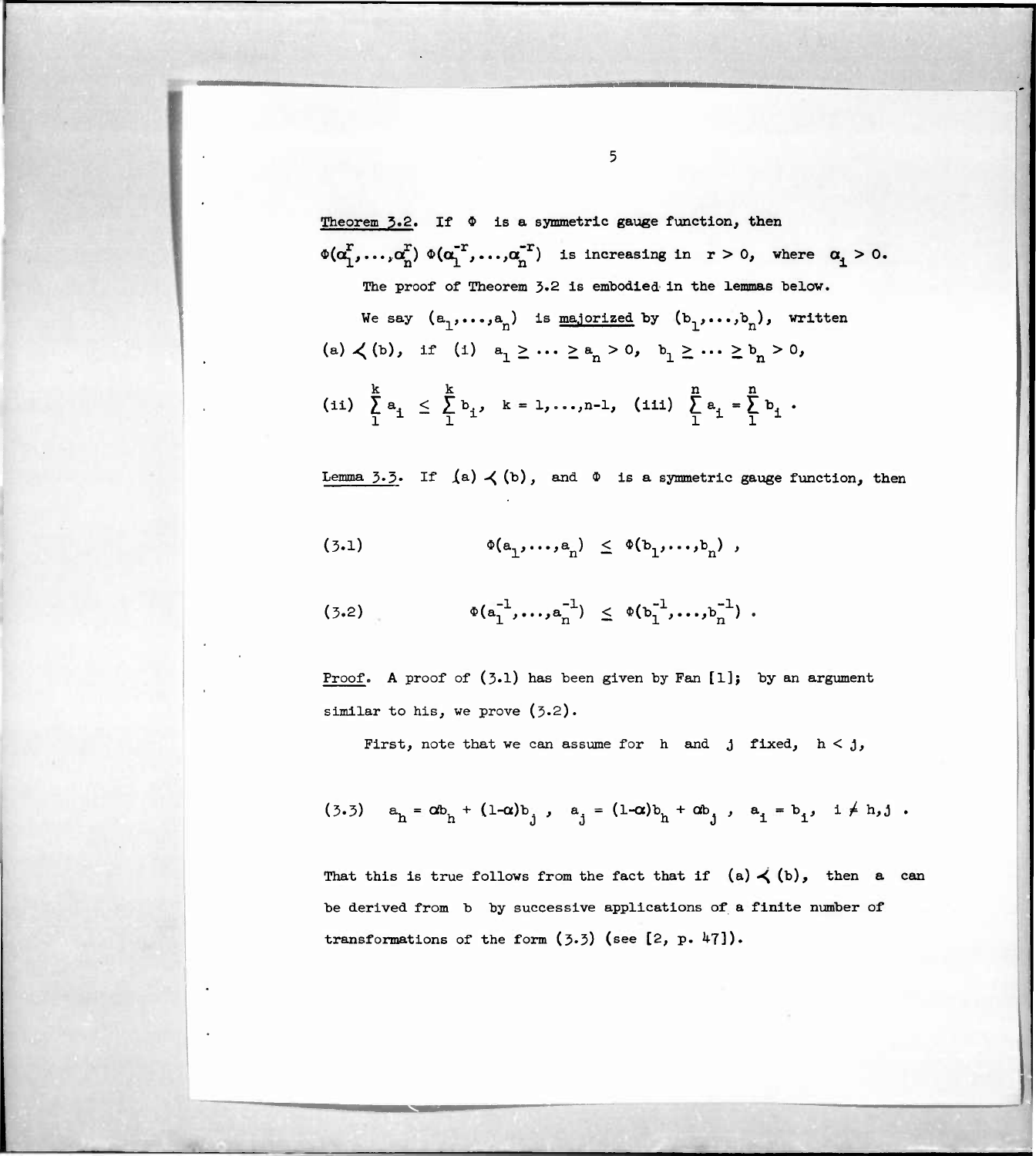<u>Theorem 3.2</u>. If $\Phi$ is a symmetric gauge function, then $\Phi(\alpha_1^r,\ldots,\alpha_n^r)\,\Phi(\alpha_1^{-r},\ldots,\alpha_n^{-r})$ is increasing in $r > 0$, where $\alpha_i > 0$.

The proof of Theorem 3.2 is embodied in the lemmas below.

We say $(a_1,\ldots,a_n)$ is <u>majorized</u> by $(b_1,\ldots,b_n)$, written $(a) \prec (b)$, if (i) $a_1 \geq \cdots \geq a_n > 0$, $b_1 \geq \cdots \geq b_n > 0$, (ii) $\sum_1^k a_i \leq \sum_1^k b_i$, $k = 1,\ldots,n-1$, (iii) $\sum_1^n a_i = \sum_1^n b_i$.

<u>Lemma 3.3</u>. If $(a) \prec (b)$, and $\Phi$ is a symmetric gauge function, then

$$\Phi(a_1,\ldots,a_n) \leq \Phi(b_1,\ldots,b_n)\,, \tag{3.1}$$

$$\Phi(a_1^{-1},\ldots,a_n^{-1}) \leq \Phi(b_1^{-1},\ldots,b_n^{-1})\,. \tag{3.2}$$

<u>Proof</u>. A proof of (3.1) has been given by Fan [1]; by an argument similar to his, we prove (3.2).

First, note that we can assume for $h$ and $j$ fixed, $h < j$,

$$a_h = \alpha b_h + (1-\alpha)b_j\,, \quad a_j = (1-\alpha)b_h + \alpha b_j\,, \quad a_i = b_i,\ \ i \neq h,j\,. \tag{3.3}$$

That this is true follows from the fact that if $(a) \prec (b)$, then $a$ can be derived from $b$ by successive applications of a finite number of transformations of the form (3.3) (see [2, p. 47]).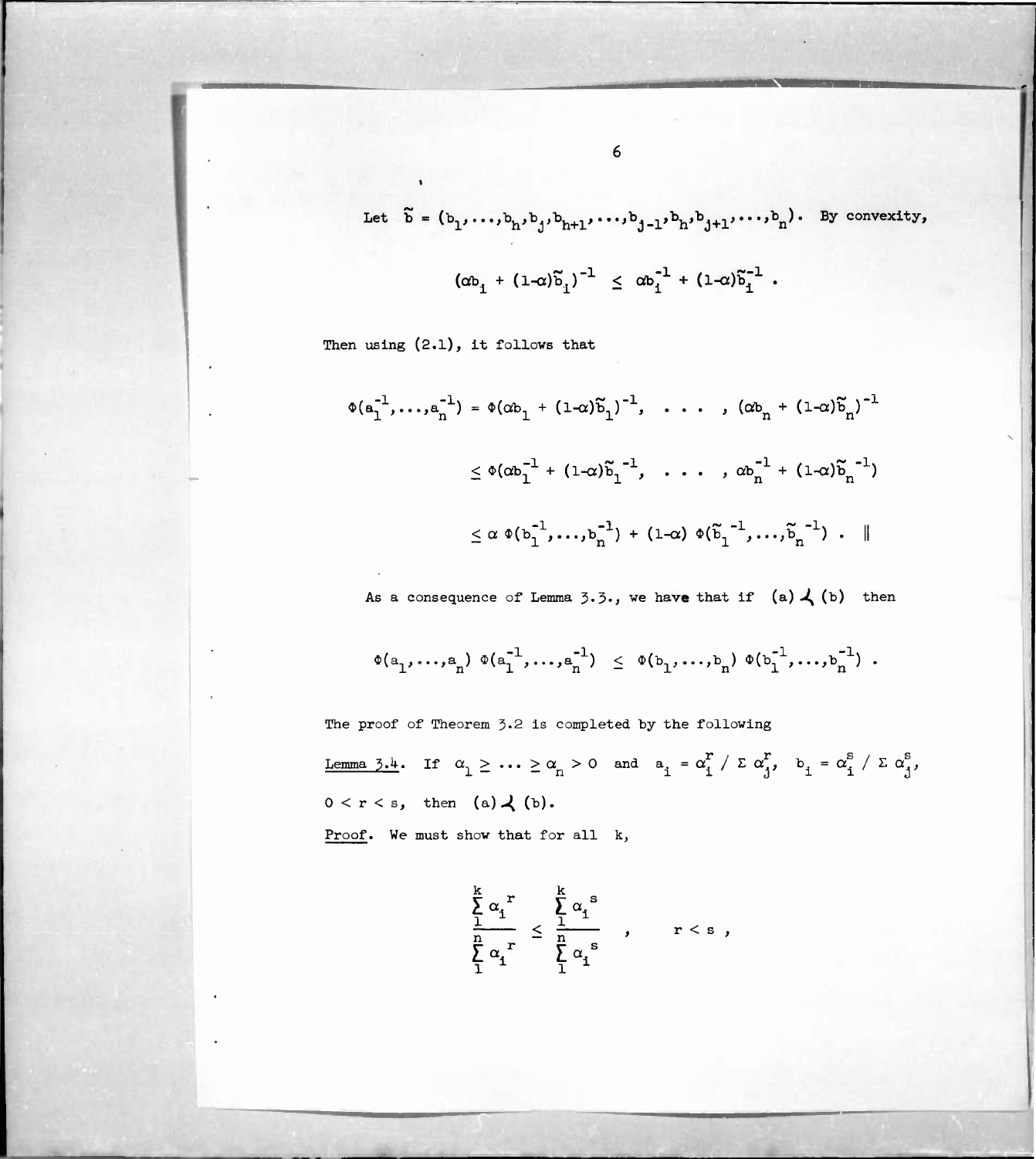Let $\tilde{b} = (b_1, \ldots, b_h, b_j, b_{h+1}, \ldots, b_{j-1}, b_h, b_{j+1}, \ldots, b_n)$. By convexity,

$$(\alpha b_i + (1-\alpha)\tilde{b}_i)^{-1} \leq \alpha b_i^{-1} + (1-\alpha)\tilde{b}_i^{-1} .$$

Then using (2.1), it follows that

$$\Phi(a_1^{-1}, \ldots, a_n^{-1}) = \Phi(\alpha b_1 + (1-\alpha)\tilde{b}_1)^{-1}, \quad \ldots \quad , (\alpha b_n + (1-\alpha)\tilde{b}_n)^{-1}$$

$$\leq \Phi(\alpha b_1^{-1} + (1-\alpha)\tilde{b}_1^{\,-1}, \quad \ldots \quad , \alpha b_n^{-1} + (1-\alpha)\tilde{b}_n^{\,-1})$$

$$\leq \alpha \, \Phi(b_1^{-1}, \ldots, b_n^{-1}) + (1-\alpha) \, \Phi(\tilde{b}_1^{\,-1}, \ldots, \tilde{b}_n^{\,-1}) \, . \quad \|$$

As a consequence of Lemma 3.3., we have that if $(a) \prec (b)$ then

$$\Phi(a_1, \ldots, a_n) \, \Phi(a_1^{-1}, \ldots, a_n^{-1}) \leq \Phi(b_1, \ldots, b_n) \, \Phi(b_1^{-1}, \ldots, b_n^{-1}) \, .$$

The proof of Theorem 3.2 is completed by the following

Lemma 3.4. If $\alpha_1 \geq \cdots \geq \alpha_n > 0$ and $a_i = \alpha_i^r / \Sigma \, \alpha_j^r$, $b_i = \alpha_i^s / \Sigma \, \alpha_j^s$, $0 < r < s$, then $(a) \prec (b)$.

Proof. We must show that for all $k$,

$$\frac{\sum_1^k \alpha_i^{\,r}}{\sum_1^n \alpha_i^{\,r}} \leq \frac{\sum_1^k \alpha_i^{\,s}}{\sum_1^n \alpha_i^{\,s}} \quad , \qquad r < s \, ,$$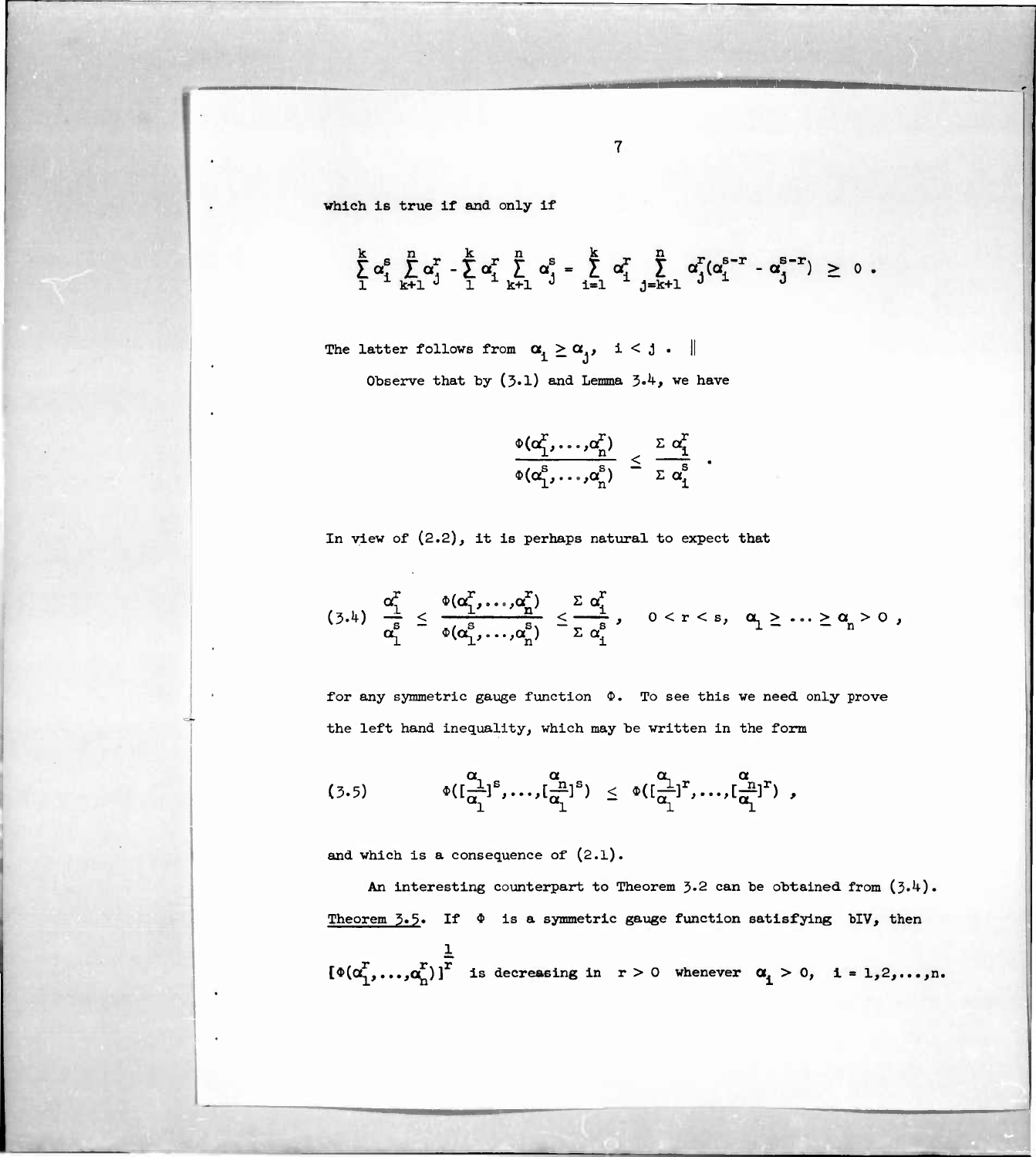which is true if and only if

$$\sum_{1}^{k} \alpha_i^s \sum_{k+1}^{n} \alpha_j^r - \sum_{1}^{k} \alpha_i^r \sum_{k+1}^{n} \alpha_j^s = \sum_{i=1}^{k} \alpha_i^r \sum_{j=k+1}^{n} \alpha_j^r(\alpha_i^{s-r} - \alpha_j^{s-r}) \geq 0 .$$

The latter follows from $\alpha_i \geq \alpha_j, \ i < j$ . ‖

Observe that by (3.1) and Lemma 3.4, we have

$$\frac{\Phi(\alpha_1^r,\dots,\alpha_n^r)}{\Phi(\alpha_1^s,\dots,\alpha_n^s)} \leq \frac{\Sigma\, \alpha_i^r}{\Sigma\, \alpha_i^s} .$$

In view of (2.2), it is perhaps natural to expect that

$$(3.4) \quad \frac{\alpha_1^r}{\alpha_1^s} \leq \frac{\Phi(\alpha_1^r,\dots,\alpha_n^r)}{\Phi(\alpha_1^s,\dots,\alpha_n^s)} \leq \frac{\Sigma\, \alpha_i^r}{\Sigma\, \alpha_i^s}, \quad 0 < r < s, \ \ \alpha_1 \geq \dots \geq \alpha_n > 0 ,$$

for any symmetric gauge function $\Phi$. To see this we need only prove the left hand inequality, which may be written in the form

$$(3.5) \qquad \Phi([\frac{\alpha_1}{\alpha_1}]^s,\dots,[\frac{\alpha_n}{\alpha_1}]^s) \leq \Phi([\frac{\alpha_1}{\alpha_1}]^r,\dots,[\frac{\alpha_n}{\alpha_1}]^r) ,$$

and which is a consequence of (2.1).

An interesting counterpart to Theorem 3.2 can be obtained from (3.4).

<u>Theorem 3.5</u>. If $\Phi$ is a symmetric gauge function satisfying bIV, then $[\Phi(\alpha_1^r,\dots,\alpha_n^r)]^{\frac{1}{r}}$ is decreasing in $r > 0$ whenever $\alpha_i > 0, \ i = 1,2,\dots,n$.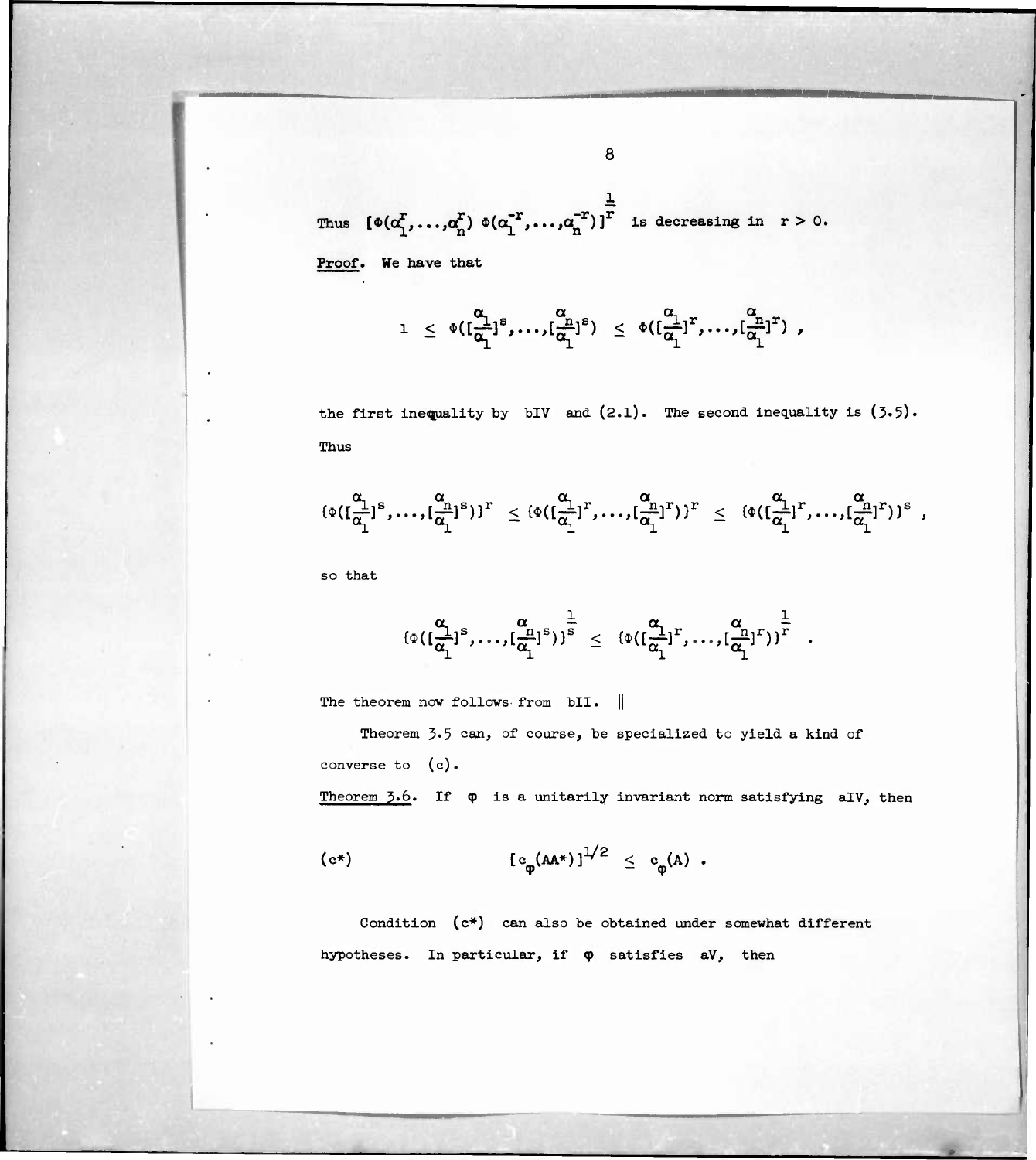Thus $[\Phi(\alpha_1^r,\ldots,\alpha_n^r)\ \Phi(\alpha_1^{-r},\ldots,\alpha_n^{-r})]^{\frac{1}{r}}$ is decreasing in $r > 0$.

<u>Proof</u>. We have that

$$1 \ \le\ \Phi([\tfrac{\alpha_1}{\alpha_1}]^s,\ldots,[\tfrac{\alpha_n}{\alpha_1}]^s)\ \le\ \Phi([\tfrac{\alpha_1}{\alpha_1}]^r,\ldots,[\tfrac{\alpha_n}{\alpha_1}]^r)\ ,$$

the first inequality by bIV and (2.1). The second inequality is (3.5). Thus

$$\{\Phi([\tfrac{\alpha_1}{\alpha_1}]^s,\ldots,[\tfrac{\alpha_n}{\alpha_1}]^s)\}^r\ \le \{\Phi([\tfrac{\alpha_1}{\alpha_1}]^r,\ldots,[\tfrac{\alpha_n}{\alpha_1}]^r)\}^r\ \le\ \{\Phi([\tfrac{\alpha_1}{\alpha_1}]^r,\ldots,[\tfrac{\alpha_n}{\alpha_1}]^r)\}^s\ ,$$

so that

$$\{\Phi([\tfrac{\alpha_1}{\alpha_1}]^s,\ldots,[\tfrac{\alpha_n}{\alpha_1}]^s)\}^{\frac{1}{s}}\ \le\ \{\Phi([\tfrac{\alpha_1}{\alpha_1}]^r,\ldots,[\tfrac{\alpha_n}{\alpha_1}]^r)\}^{\frac{1}{r}}\ .$$

The theorem now follows from bII. ‖

Theorem 3.5 can, of course, be specialized to yield a kind of converse to (c).

<u>Theorem 3.6</u>. If $\varphi$ is a unitarily invariant norm satisfying aIV, then

$$(c^*) \qquad\qquad [c_\varphi(AA^*)]^{1/2}\ \le\ c_\varphi(A)\ .$$

Condition (c*) can also be obtained under somewhat different hypotheses. In particular, if $\varphi$ satisfies aV, then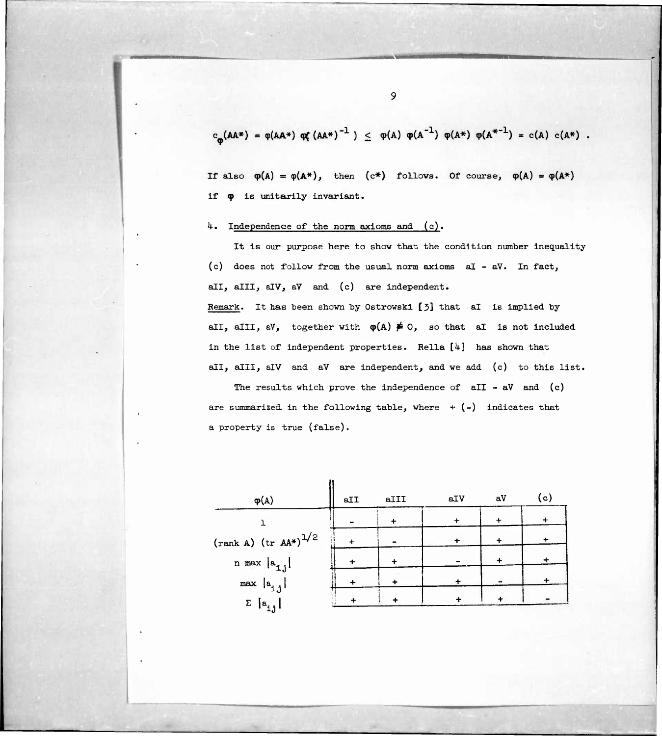$$c_\varphi(AA^*) = \varphi(AA^*)\,\varphi((AA^*)^{-1}) \le \varphi(A)\,\varphi(A^{-1})\,\varphi(A^*)\,\varphi(A^{*-1}) = c(A)\,c(A^*) .$$

If also $\varphi(A) = \varphi(A^*)$, then (c*) follows. Of course, $\varphi(A) = \varphi(A^*)$ if $\varphi$ is unitarily invariant.

## 4. Independence of the norm axioms and (c).

It is our purpose here to show that the condition number inequality (c) does not follow from the usual norm axioms aI - aV. In fact, aII, aIII, aIV, aV and (c) are independent.

Remark. It has been shown by Ostrowski [3] that aI is implied by aII, aIII, aV, together with $\varphi(A) \not\equiv 0$, so that aI is not included in the list of independent properties. Rella [4] has shown that aII, aIII, aIV and aV are independent, and we add (c) to this list.

The results which prove the independence of aII - aV and (c) are summarized in the following table, where + (-) indicates that a property is true (false).

| $\varphi(A)$ | aII | aIII | aIV | aV | (c) |
|---|---|---|---|---|---|
| $1$ | - | + | + | + | + |
| $(\text{rank } A)\ (\text{tr } AA^*)^{1/2}$ | + | - | + | + | + |
| $n \max \lvert a_{ij} \rvert$ | + | + | - | + | + |
| $\max \lvert a_{ij} \rvert$ | + | + | + | - | + |
| $\Sigma \lvert a_{ij} \rvert$ | + | + | + | + | - |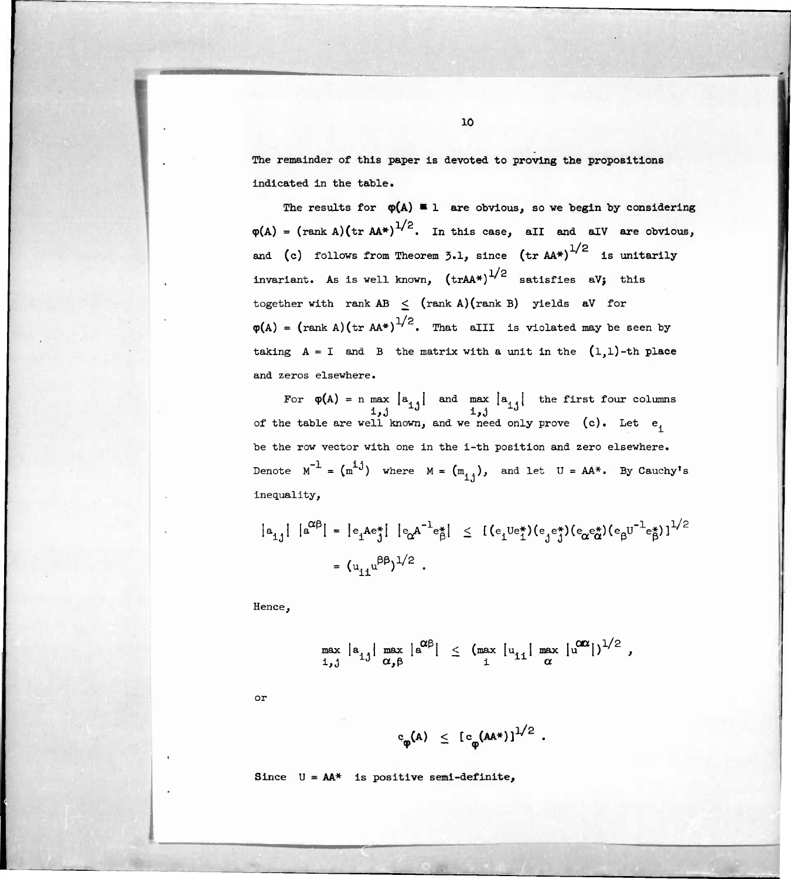The remainder of this paper is devoted to proving the propositions indicated in the table.

The results for $\varphi(A) \equiv 1$ are obvious, so we begin by considering $\varphi(A) = (\text{rank } A)(\text{tr } AA^*)^{1/2}$. In this case, aII and aIV are obvious, and (c) follows from Theorem 3.1, since $(\text{tr } AA^*)^{1/2}$ is unitarily invariant. As is well known, $(\text{tr}AA^*)^{1/2}$ satisfies aV; this together with $\text{rank } AB \leq (\text{rank } A)(\text{rank } B)$ yields aV for $\varphi(A) = (\text{rank } A)(\text{tr } AA^*)^{1/2}$. That aIII is violated may be seen by taking $A = I$ and $B$ the matrix with a unit in the $(1,1)$-th place and zeros elsewhere.

For $\varphi(A) = n \max_{i,j} |a_{ij}|$ and $\max_{i,j} |a_{ij}|$ the first four columns of the table are well known, and we need only prove (c). Let $e_i$ be the row vector with one in the i-th position and zero elsewhere. Denote $M^{-1} = (m^{ij})$ where $M = (m_{ij})$, and let $U = AA^*$. By Cauchy's inequality,

$$|a_{ij}|\ |a^{\alpha\beta}| = |e_i A e_j^*|\ |e_\alpha A^{-1} e_\beta^*| \leq [(e_i U e_i^*)(e_j e_j^*)(e_\alpha e_\alpha^*)(e_\beta U^{-1} e_\beta^*)]^{1/2}$$

$$= (u_{ii} u^{\beta\beta})^{1/2} .$$

Hence,

$$\max_{i,j} |a_{ij}| \max_{\alpha,\beta} |a^{\alpha\beta}| \leq (\max_i |u_{ii}| \max_\alpha |u^{\alpha\alpha}|)^{1/2} ,$$

or

$$c_\varphi(A) \leq [c_\varphi(AA^*)]^{1/2} .$$

Since $U = AA^*$ is positive semi-definite,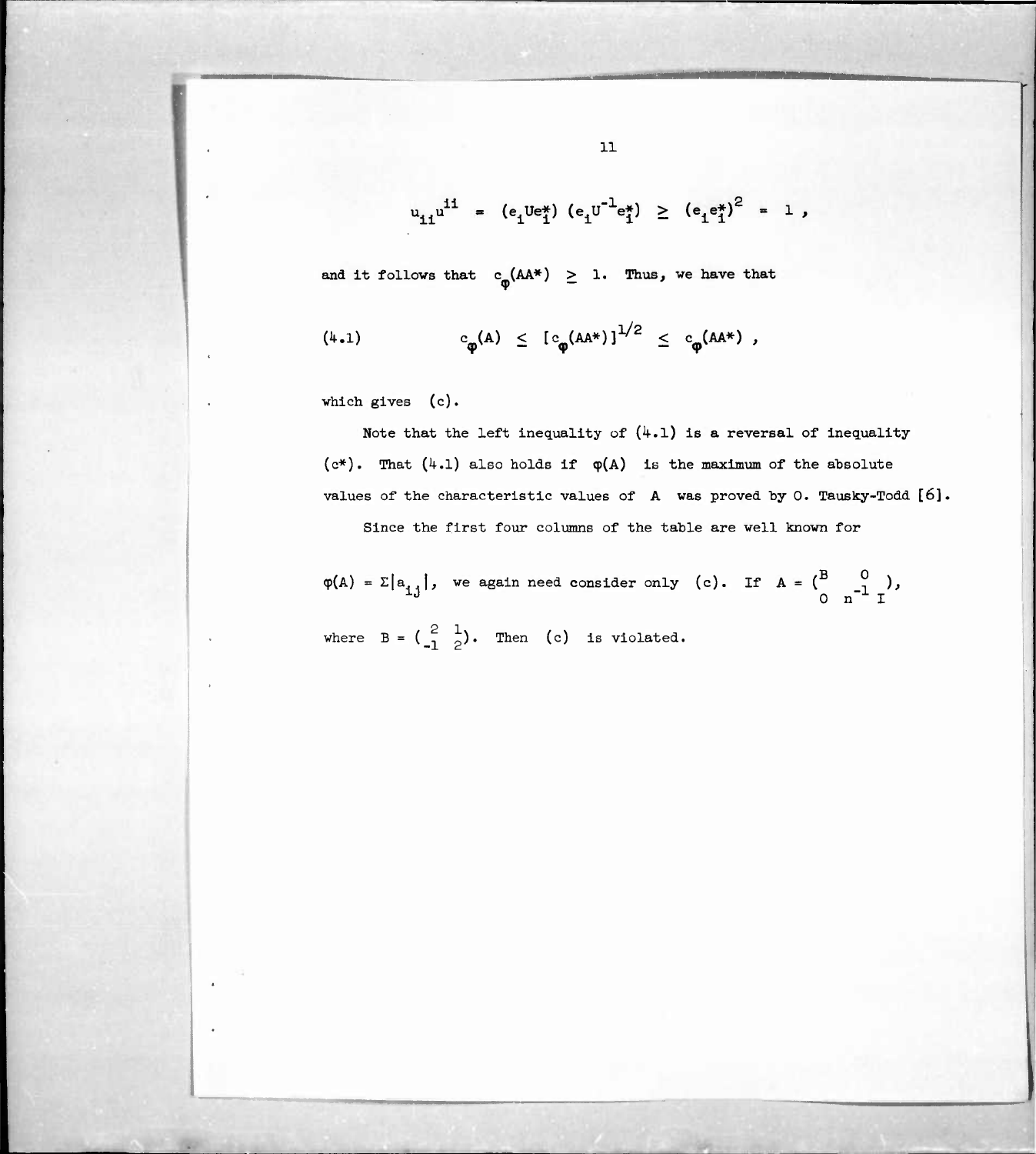$$u_{ii}u^{ii} = (e_i U e_i^*) (e_i U^{-1} e_i^*) \geq (e_i e_i^*)^2 = 1 ,$$

and it follows that $c_\varphi(AA^*) \geq 1$. Thus, we have that

$$(4.1) \qquad c_\varphi(A) \leq [c_\varphi(AA^*)]^{1/2} \leq c_\varphi(AA^*) ,$$

which gives (c).

Note that the left inequality of (4.1) is a reversal of inequality (c*). That (4.1) also holds if $\varphi(A)$ is the maximum of the absolute values of the characteristic values of $A$ was proved by O. Tausky-Todd [6].

Since the first four columns of the table are well known for $\varphi(A) = \Sigma|a_{ij}|$, we again need consider only (c). If $A = \begin{pmatrix} B & 0 \\ 0 & n^{-1} I \end{pmatrix}$, where $B = \begin{pmatrix} 2 & 1 \\ -1 & 2 \end{pmatrix}$. Then (c) is violated.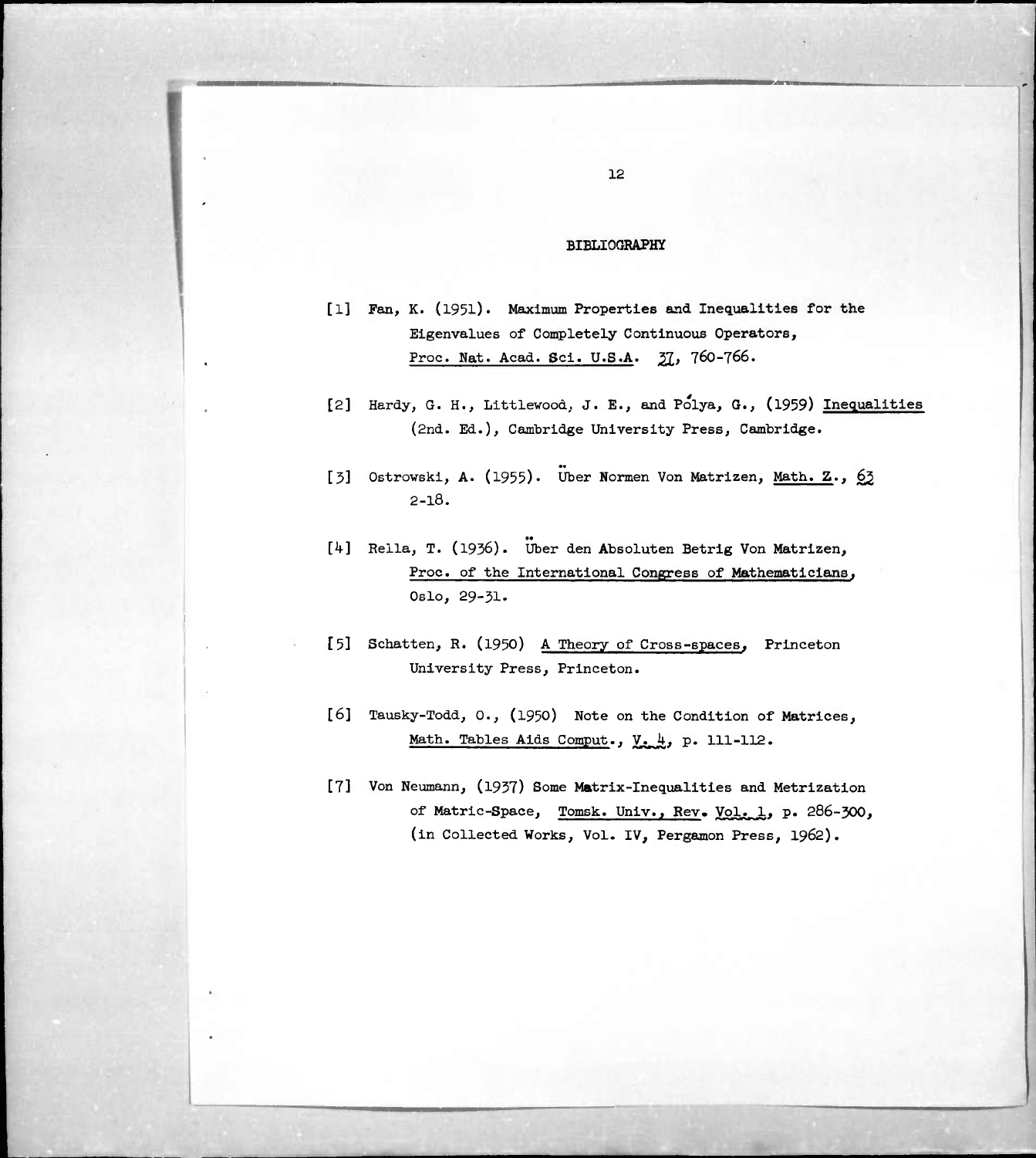# BIBLIOGRAPHY

[1] Fan, K. (1951). Maximum Properties and Inequalities for the Eigenvalues of Completely Continuous Operators, Proc. Nat. Acad. Sci. U.S.A. **37**, 760-766.

[2] Hardy, G. H., Littlewood, J. E., and Pólya, G., (1959) Inequalities (2nd. Ed.), Cambridge University Press, Cambridge.

[3] Ostrowski, A. (1955). Über Normen Von Matrizen, Math. Z., **63** 2-18.

[4] Rella, T. (1936). Über den Absoluten Betrig Von Matrizen, Proc. of the International Congress of Mathematicians, Oslo, 29-31.

[5] Schatten, R. (1950) A Theory of Cross-spaces, Princeton University Press, Princeton.

[6] Tausky-Todd, O., (1950) Note on the Condition of Matrices, Math. Tables Aids Comput., **V. 4**, p. 111-112.

[7] Von Neumann, (1937) Some Matrix-Inequalities and Metrization of Matric-Space, Tomsk. Univ., Rev. **Vol. 1**, p. 286-300, (in Collected Works, Vol. IV, Pergamon Press, 1962).